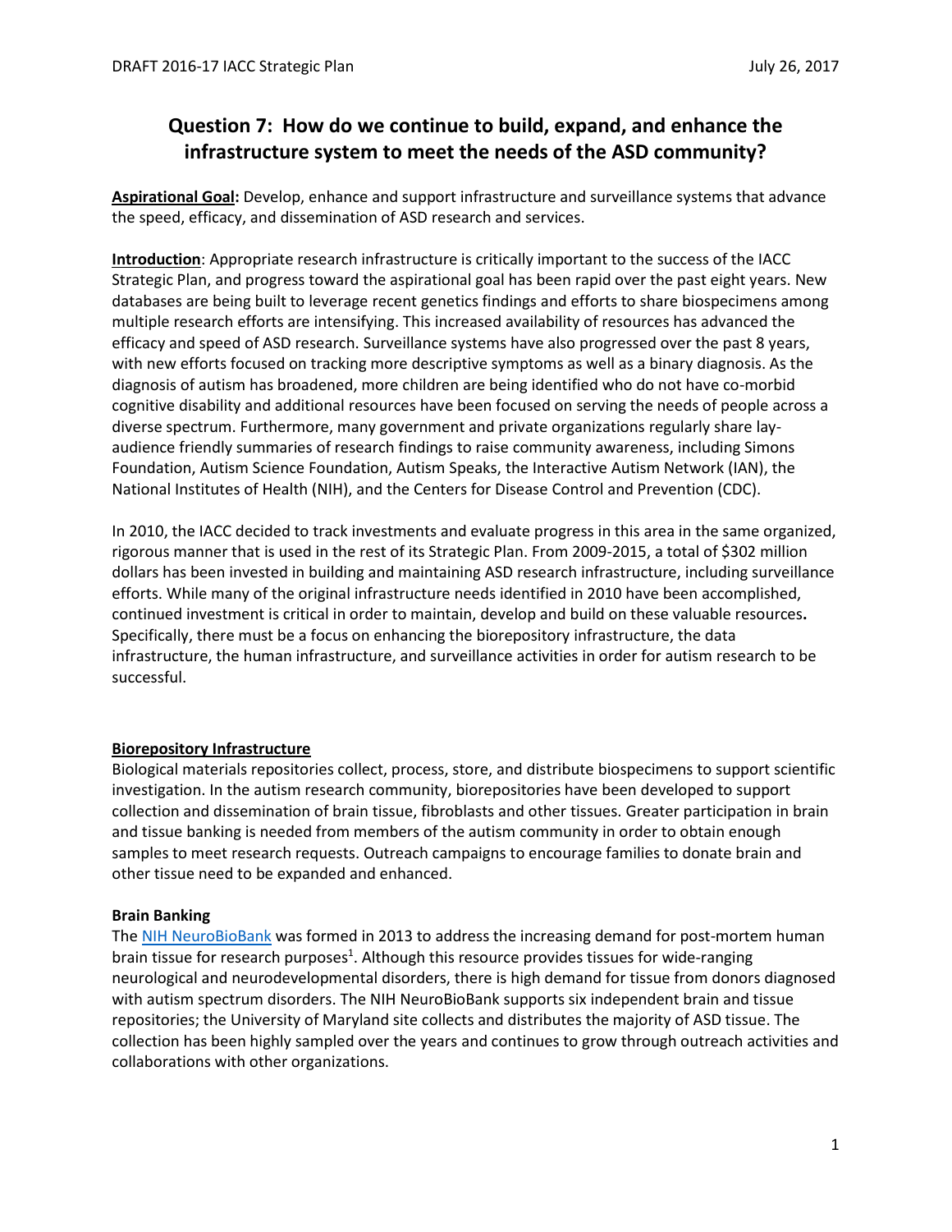# Question 7: How do we continue to build, expand, and enhance the infrastructure system to meet the needs of the ASD community?

**Aspirational Goal:** Develop, enhance and support infrastructure and surveillance systems that advance the speed, efficacy, and dissemination of ASD research and services.

**Introduction**: Appropriate research infrastructure is critically important to the success of the IACC Strategic Plan, and progress toward the aspirational goal has been rapid over the past eight years. New databases are being built to leverage recent genetics findings and efforts to share biospecimens among multiple research efforts are intensifying. This increased availability of resources has advanced the efficacy and speed of ASD research. Surveillance systems have also progressed over the past 8 years, with new efforts focused on tracking more descriptive symptoms as well as a binary diagnosis. As the diagnosis of autism has broadened, more children are being identified who do not have co-morbid cognitive disability and additional resources have been focused on serving the needs of people across a diverse spectrum. Furthermore, many government and private organizations regularly share lay-audience friendly summaries of research findings to raise community awareness, including Simons Foundation, Autism Science Foundation, Autism Speaks, the Interactive Autism Network (IAN), the National Institutes of Health (NIH), and the Centers for Disease Control and Prevention (CDC).

In 2010, the IACC decided to track investments and evaluate progress in this area in the same organized, rigorous manner that is used in the rest of its Strategic Plan. From 2009-2015, a total of $302 million dollars has been invested in building and maintaining ASD research infrastructure, including surveillance efforts. While many of the original infrastructure needs identified in 2010 have been accomplished, continued investment is critical in order to maintain, develop and build on these valuable resources**.** Specifically, there must be a focus on enhancing the biorepository infrastructure, the data infrastructure, the human infrastructure, and surveillance activities in order for autism research to be successful.

## Biorepository Infrastructure

Biological materials repositories collect, process, store, and distribute biospecimens to support scientific investigation. In the autism research community, biorepositories have been developed to support collection and dissemination of brain tissue, fibroblasts and other tissues. Greater participation in brain and tissue banking is needed from members of the autism community in order to obtain enough samples to meet research requests. Outreach campaigns to encourage families to donate brain and other tissue need to be expanded and enhanced.

### Brain Banking

The NIH NeuroBioBank was formed in 2013 to address the increasing demand for post-mortem human brain tissue for research purposes[1]. Although this resource provides tissues for wide-ranging neurological and neurodevelopmental disorders, there is high demand for tissue from donors diagnosed with autism spectrum disorders. The NIH NeuroBioBank supports six independent brain and tissue repositories; the University of Maryland site collects and distributes the majority of ASD tissue. The collection has been highly sampled over the years and continues to grow through outreach activities and collaborations with other organizations.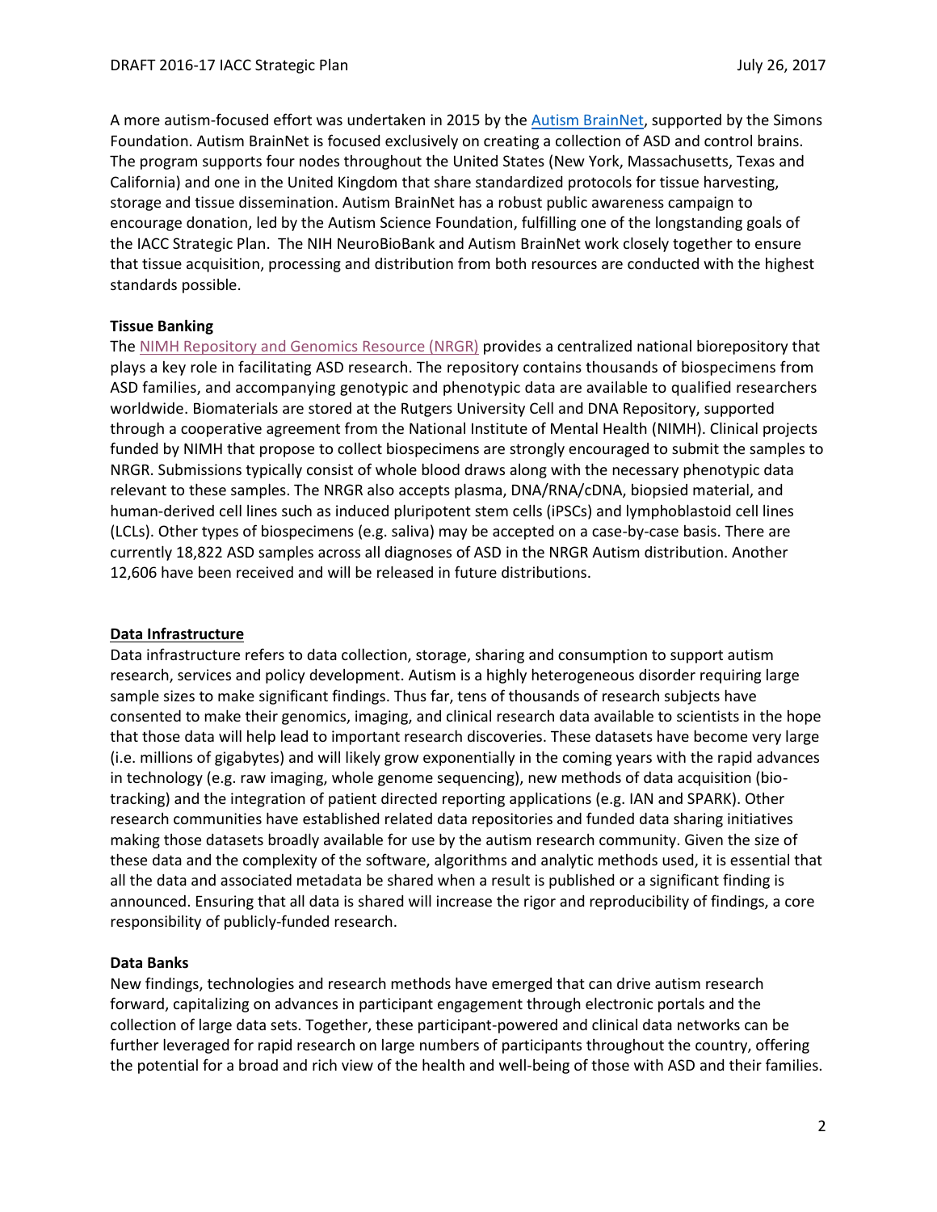A more autism-focused effort was undertaken in 2015 by the Autism BrainNet, supported by the Simons Foundation. Autism BrainNet is focused exclusively on creating a collection of ASD and control brains. The program supports four nodes throughout the United States (New York, Massachusetts, Texas and California) and one in the United Kingdom that share standardized protocols for tissue harvesting, storage and tissue dissemination. Autism BrainNet has a robust public awareness campaign to encourage donation, led by the Autism Science Foundation, fulfilling one of the longstanding goals of the IACC Strategic Plan. The NIH NeuroBioBank and Autism BrainNet work closely together to ensure that tissue acquisition, processing and distribution from both resources are conducted with the highest standards possible.

**Tissue Banking**

The NIMH Repository and Genomics Resource (NRGR) provides a centralized national biorepository that plays a key role in facilitating ASD research. The repository contains thousands of biospecimens from ASD families, and accompanying genotypic and phenotypic data are available to qualified researchers worldwide. Biomaterials are stored at the Rutgers University Cell and DNA Repository, supported through a cooperative agreement from the National Institute of Mental Health (NIMH). Clinical projects funded by NIMH that propose to collect biospecimens are strongly encouraged to submit the samples to NRGR. Submissions typically consist of whole blood draws along with the necessary phenotypic data relevant to these samples. The NRGR also accepts plasma, DNA/RNA/cDNA, biopsied material, and human-derived cell lines such as induced pluripotent stem cells (iPSCs) and lymphoblastoid cell lines (LCLs). Other types of biospecimens (e.g. saliva) may be accepted on a case-by-case basis. There are currently 18,822 ASD samples across all diagnoses of ASD in the NRGR Autism distribution. Another 12,606 have been received and will be released in future distributions.

**Data Infrastructure**

Data infrastructure refers to data collection, storage, sharing and consumption to support autism research, services and policy development. Autism is a highly heterogeneous disorder requiring large sample sizes to make significant findings. Thus far, tens of thousands of research subjects have consented to make their genomics, imaging, and clinical research data available to scientists in the hope that those data will help lead to important research discoveries. These datasets have become very large (i.e. millions of gigabytes) and will likely grow exponentially in the coming years with the rapid advances in technology (e.g. raw imaging, whole genome sequencing), new methods of data acquisition (bio-tracking) and the integration of patient directed reporting applications (e.g. IAN and SPARK). Other research communities have established related data repositories and funded data sharing initiatives making those datasets broadly available for use by the autism research community. Given the size of these data and the complexity of the software, algorithms and analytic methods used, it is essential that all the data and associated metadata be shared when a result is published or a significant finding is announced. Ensuring that all data is shared will increase the rigor and reproducibility of findings, a core responsibility of publicly-funded research.

**Data Banks**

New findings, technologies and research methods have emerged that can drive autism research forward, capitalizing on advances in participant engagement through electronic portals and the collection of large data sets. Together, these participant-powered and clinical data networks can be further leveraged for rapid research on large numbers of participants throughout the country, offering the potential for a broad and rich view of the health and well-being of those with ASD and their families.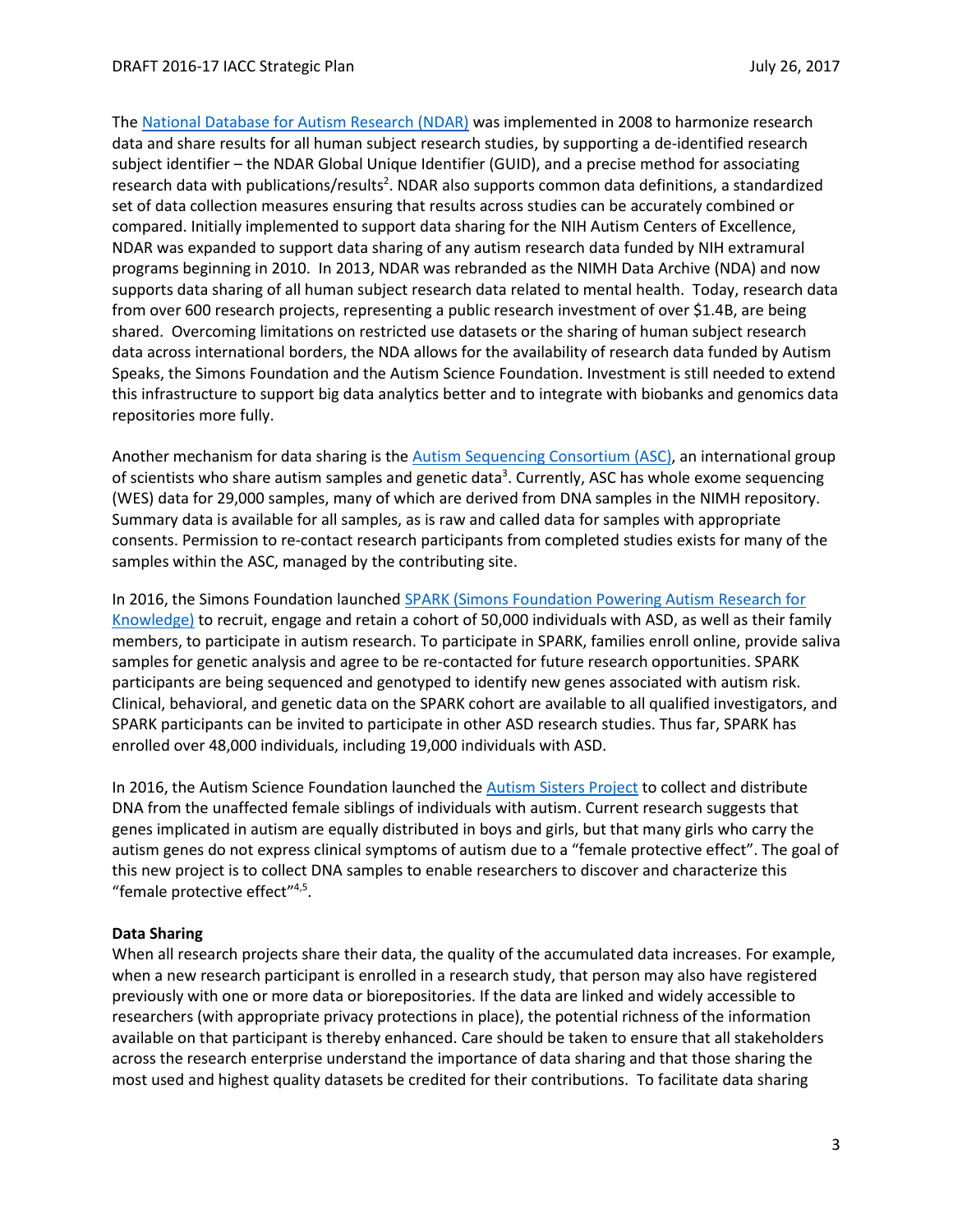The [National Database for Autism Research (NDAR)](https://ndar.nih.gov/) was implemented in 2008 to harmonize research data and share results for all human subject research studies, by supporting a de-identified research subject identifier – the NDAR Global Unique Identifier (GUID), and a precise method for associating research data with publications/results[2]. NDAR also supports common data definitions, a standardized set of data collection measures ensuring that results across studies can be accurately combined or compared. Initially implemented to support data sharing for the NIH Autism Centers of Excellence, NDAR was expanded to support data sharing of any autism research data funded by NIH extramural programs beginning in 2010. In 2013, NDAR was rebranded as the NIMH Data Archive (NDA) and now supports data sharing of all human subject research data related to mental health. Today, research data from over 600 research projects, representing a public research investment of over $1.4B, are being shared. Overcoming limitations on restricted use datasets or the sharing of human subject research data across international borders, the NDA allows for the availability of research data funded by Autism Speaks, the Simons Foundation and the Autism Science Foundation. Investment is still needed to extend this infrastructure to support big data analytics better and to integrate with biobanks and genomics data repositories more fully.

Another mechanism for data sharing is the Autism Sequencing Consortium (ASC), an international group of scientists who share autism samples and genetic data[3]. Currently, ASC has whole exome sequencing (WES) data for 29,000 samples, many of which are derived from DNA samples in the NIMH repository. Summary data is available for all samples, as is raw and called data for samples with appropriate consents. Permission to re-contact research participants from completed studies exists for many of the samples within the ASC, managed by the contributing site.

In 2016, the Simons Foundation launched SPARK (Simons Foundation Powering Autism Research for Knowledge) to recruit, engage and retain a cohort of 50,000 individuals with ASD, as well as their family members, to participate in autism research. To participate in SPARK, families enroll online, provide saliva samples for genetic analysis and agree to be re-contacted for future research opportunities. SPARK participants are being sequenced and genotyped to identify new genes associated with autism risk. Clinical, behavioral, and genetic data on the SPARK cohort are available to all qualified investigators, and SPARK participants can be invited to participate in other ASD research studies. Thus far, SPARK has enrolled over 48,000 individuals, including 19,000 individuals with ASD.

In 2016, the Autism Science Foundation launched the Autism Sisters Project to collect and distribute DNA from the unaffected female siblings of individuals with autism. Current research suggests that genes implicated in autism are equally distributed in boys and girls, but that many girls who carry the autism genes do not express clinical symptoms of autism due to a "female protective effect". The goal of this new project is to collect DNA samples to enable researchers to discover and characterize this "female protective effect"[4,5].

**Data Sharing**

When all research projects share their data, the quality of the accumulated data increases. For example, when a new research participant is enrolled in a research study, that person may also have registered previously with one or more data or biorepositories. If the data are linked and widely accessible to researchers (with appropriate privacy protections in place), the potential richness of the information available on that participant is thereby enhanced. Care should be taken to ensure that all stakeholders across the research enterprise understand the importance of data sharing and that those sharing the most used and highest quality datasets be credited for their contributions. To facilitate data sharing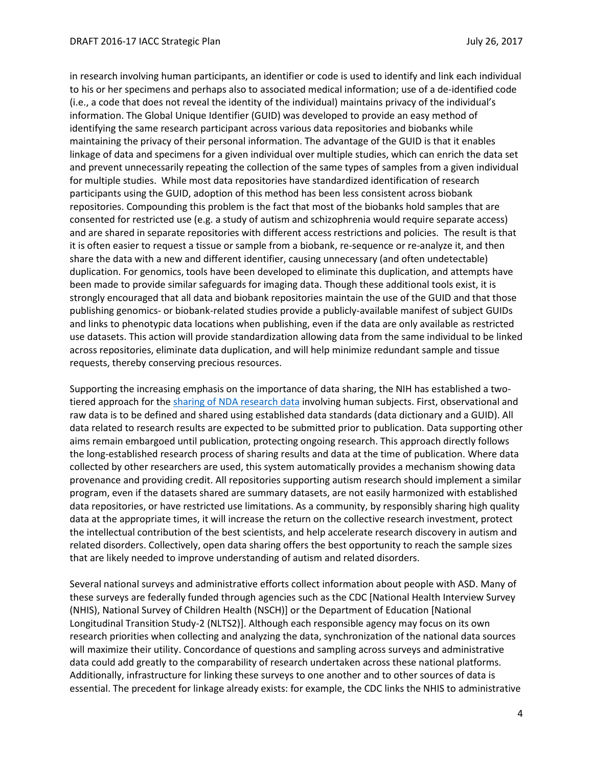in research involving human participants, an identifier or code is used to identify and link each individual to his or her specimens and perhaps also to associated medical information; use of a de-identified code (i.e., a code that does not reveal the identity of the individual) maintains privacy of the individual's information. The Global Unique Identifier (GUID) was developed to provide an easy method of identifying the same research participant across various data repositories and biobanks while maintaining the privacy of their personal information. The advantage of the GUID is that it enables linkage of data and specimens for a given individual over multiple studies, which can enrich the data set and prevent unnecessarily repeating the collection of the same types of samples from a given individual for multiple studies. While most data repositories have standardized identification of research participants using the GUID, adoption of this method has been less consistent across biobank repositories. Compounding this problem is the fact that most of the biobanks hold samples that are consented for restricted use (e.g. a study of autism and schizophrenia would require separate access) and are shared in separate repositories with different access restrictions and policies. The result is that it is often easier to request a tissue or sample from a biobank, re-sequence or re-analyze it, and then share the data with a new and different identifier, causing unnecessary (and often undetectable) duplication. For genomics, tools have been developed to eliminate this duplication, and attempts have been made to provide similar safeguards for imaging data. Though these additional tools exist, it is strongly encouraged that all data and biobank repositories maintain the use of the GUID and that those publishing genomics- or biobank-related studies provide a publicly-available manifest of subject GUIDs and links to phenotypic data locations when publishing, even if the data are only available as restricted use datasets. This action will provide standardization allowing data from the same individual to be linked across repositories, eliminate data duplication, and will help minimize redundant sample and tissue requests, thereby conserving precious resources.

Supporting the increasing emphasis on the importance of data sharing, the NIH has established a two-tiered approach for the sharing of NDA research data involving human subjects. First, observational and raw data is to be defined and shared using established data standards (data dictionary and a GUID). All data related to research results are expected to be submitted prior to publication. Data supporting other aims remain embargoed until publication, protecting ongoing research. This approach directly follows the long-established research process of sharing results and data at the time of publication. Where data collected by other researchers are used, this system automatically provides a mechanism showing data provenance and providing credit. All repositories supporting autism research should implement a similar program, even if the datasets shared are summary datasets, are not easily harmonized with established data repositories, or have restricted use limitations. As a community, by responsibly sharing high quality data at the appropriate times, it will increase the return on the collective research investment, protect the intellectual contribution of the best scientists, and help accelerate research discovery in autism and related disorders. Collectively, open data sharing offers the best opportunity to reach the sample sizes that are likely needed to improve understanding of autism and related disorders.

Several national surveys and administrative efforts collect information about people with ASD. Many of these surveys are federally funded through agencies such as the CDC [National Health Interview Survey (NHIS), National Survey of Children Health (NSCH)] or the Department of Education [National Longitudinal Transition Study-2 (NLTS2)]. Although each responsible agency may focus on its own research priorities when collecting and analyzing the data, synchronization of the national data sources will maximize their utility. Concordance of questions and sampling across surveys and administrative data could add greatly to the comparability of research undertaken across these national platforms. Additionally, infrastructure for linking these surveys to one another and to other sources of data is essential. The precedent for linkage already exists: for example, the CDC links the NHIS to administrative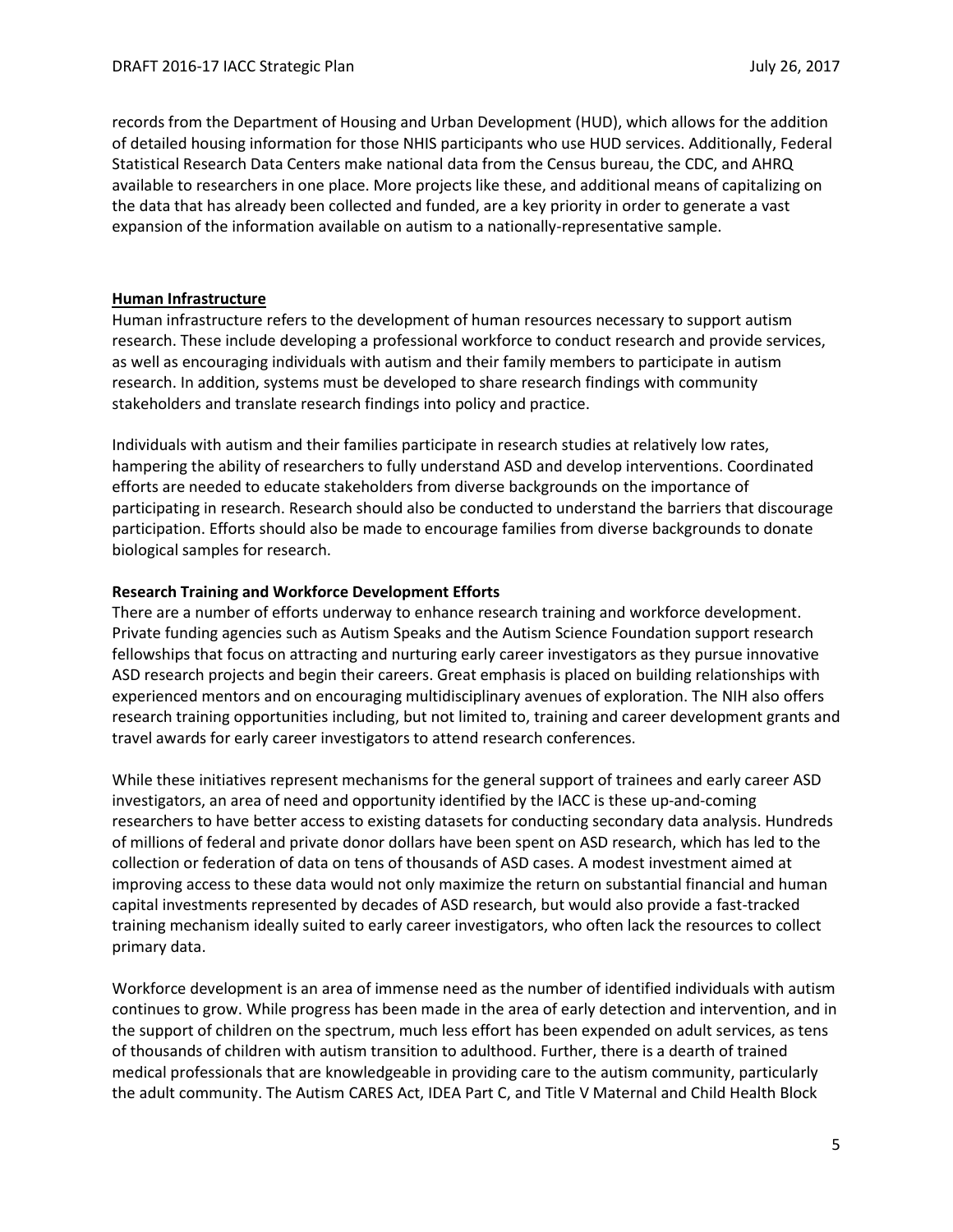records from the Department of Housing and Urban Development (HUD), which allows for the addition of detailed housing information for those NHIS participants who use HUD services. Additionally, Federal Statistical Research Data Centers make national data from the Census bureau, the CDC, and AHRQ available to researchers in one place. More projects like these, and additional means of capitalizing on the data that has already been collected and funded, are a key priority in order to generate a vast expansion of the information available on autism to a nationally-representative sample.

## Human Infrastructure

Human infrastructure refers to the development of human resources necessary to support autism research. These include developing a professional workforce to conduct research and provide services, as well as encouraging individuals with autism and their family members to participate in autism research. In addition, systems must be developed to share research findings with community stakeholders and translate research findings into policy and practice.

Individuals with autism and their families participate in research studies at relatively low rates, hampering the ability of researchers to fully understand ASD and develop interventions. Coordinated efforts are needed to educate stakeholders from diverse backgrounds on the importance of participating in research. Research should also be conducted to understand the barriers that discourage participation. Efforts should also be made to encourage families from diverse backgrounds to donate biological samples for research.

### Research Training and Workforce Development Efforts

There are a number of efforts underway to enhance research training and workforce development. Private funding agencies such as Autism Speaks and the Autism Science Foundation support research fellowships that focus on attracting and nurturing early career investigators as they pursue innovative ASD research projects and begin their careers. Great emphasis is placed on building relationships with experienced mentors and on encouraging multidisciplinary avenues of exploration. The NIH also offers research training opportunities including, but not limited to, training and career development grants and travel awards for early career investigators to attend research conferences.

While these initiatives represent mechanisms for the general support of trainees and early career ASD investigators, an area of need and opportunity identified by the IACC is these up-and-coming researchers to have better access to existing datasets for conducting secondary data analysis. Hundreds of millions of federal and private donor dollars have been spent on ASD research, which has led to the collection or federation of data on tens of thousands of ASD cases. A modest investment aimed at improving access to these data would not only maximize the return on substantial financial and human capital investments represented by decades of ASD research, but would also provide a fast-tracked training mechanism ideally suited to early career investigators, who often lack the resources to collect primary data.

Workforce development is an area of immense need as the number of identified individuals with autism continues to grow. While progress has been made in the area of early detection and intervention, and in the support of children on the spectrum, much less effort has been expended on adult services, as tens of thousands of children with autism transition to adulthood. Further, there is a dearth of trained medical professionals that are knowledgeable in providing care to the autism community, particularly the adult community. The Autism CARES Act, IDEA Part C, and Title V Maternal and Child Health Block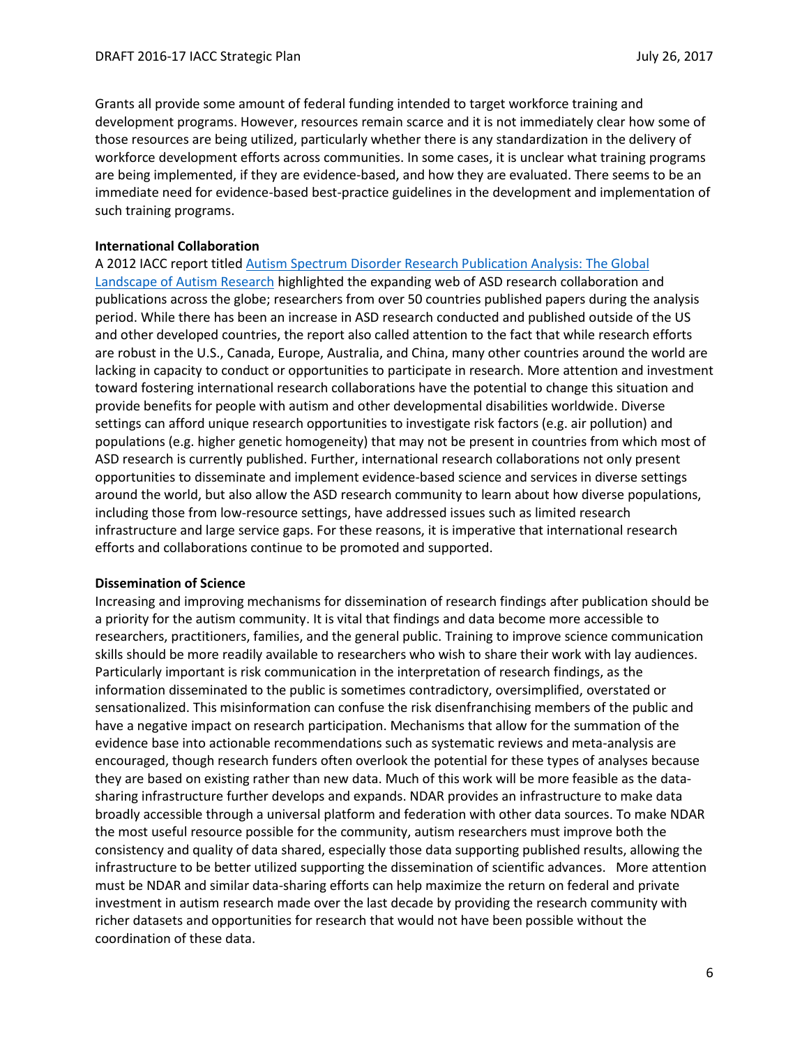Grants all provide some amount of federal funding intended to target workforce training and development programs. However, resources remain scarce and it is not immediately clear how some of those resources are being utilized, particularly whether there is any standardization in the delivery of workforce development efforts across communities. In some cases, it is unclear what training programs are being implemented, if they are evidence-based, and how they are evaluated. There seems to be an immediate need for evidence-based best-practice guidelines in the development and implementation of such training programs.

**International Collaboration**

A 2012 IACC report titled [Autism Spectrum Disorder Research Publication Analysis: The Global Landscape of Autism Research] highlighted the expanding web of ASD research collaboration and publications across the globe; researchers from over 50 countries published papers during the analysis period. While there has been an increase in ASD research conducted and published outside of the US and other developed countries, the report also called attention to the fact that while research efforts are robust in the U.S., Canada, Europe, Australia, and China, many other countries around the world are lacking in capacity to conduct or opportunities to participate in research. More attention and investment toward fostering international research collaborations have the potential to change this situation and provide benefits for people with autism and other developmental disabilities worldwide. Diverse settings can afford unique research opportunities to investigate risk factors (e.g. air pollution) and populations (e.g. higher genetic homogeneity) that may not be present in countries from which most of ASD research is currently published. Further, international research collaborations not only present opportunities to disseminate and implement evidence-based science and services in diverse settings around the world, but also allow the ASD research community to learn about how diverse populations, including those from low-resource settings, have addressed issues such as limited research infrastructure and large service gaps. For these reasons, it is imperative that international research efforts and collaborations continue to be promoted and supported.

**Dissemination of Science**

Increasing and improving mechanisms for dissemination of research findings after publication should be a priority for the autism community. It is vital that findings and data become more accessible to researchers, practitioners, families, and the general public. Training to improve science communication skills should be more readily available to researchers who wish to share their work with lay audiences. Particularly important is risk communication in the interpretation of research findings, as the information disseminated to the public is sometimes contradictory, oversimplified, overstated or sensationalized. This misinformation can confuse the risk disenfranchising members of the public and have a negative impact on research participation. Mechanisms that allow for the summation of the evidence base into actionable recommendations such as systematic reviews and meta-analysis are encouraged, though research funders often overlook the potential for these types of analyses because they are based on existing rather than new data. Much of this work will be more feasible as the data-sharing infrastructure further develops and expands. NDAR provides an infrastructure to make data broadly accessible through a universal platform and federation with other data sources. To make NDAR the most useful resource possible for the community, autism researchers must improve both the consistency and quality of data shared, especially those data supporting published results, allowing the infrastructure to be better utilized supporting the dissemination of scientific advances. More attention must be NDAR and similar data-sharing efforts can help maximize the return on federal and private investment in autism research made over the last decade by providing the research community with richer datasets and opportunities for research that would not have been possible without the coordination of these data.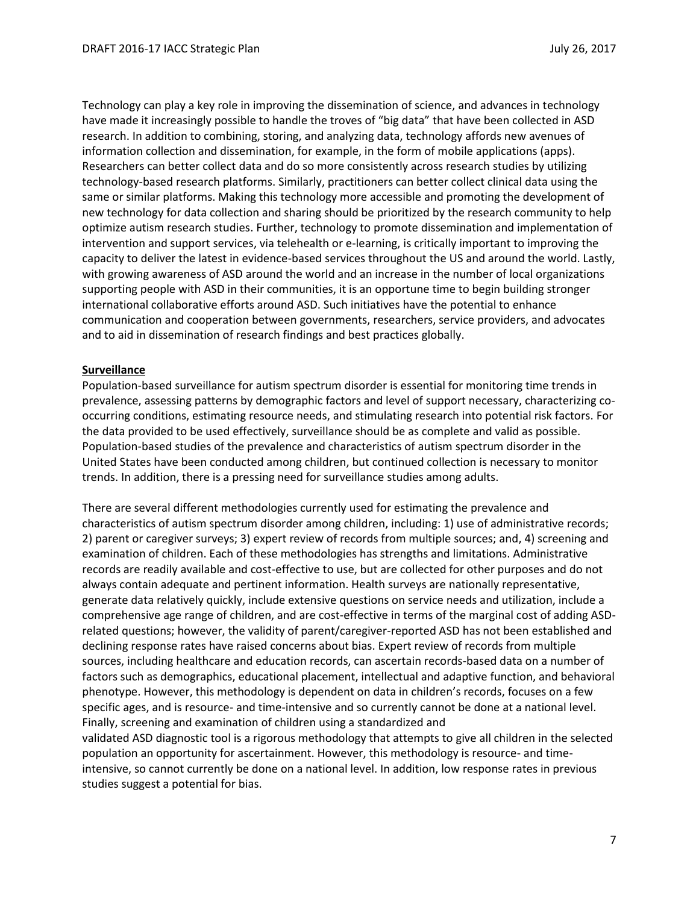Technology can play a key role in improving the dissemination of science, and advances in technology have made it increasingly possible to handle the troves of "big data" that have been collected in ASD research. In addition to combining, storing, and analyzing data, technology affords new avenues of information collection and dissemination, for example, in the form of mobile applications (apps). Researchers can better collect data and do so more consistently across research studies by utilizing technology-based research platforms. Similarly, practitioners can better collect clinical data using the same or similar platforms. Making this technology more accessible and promoting the development of new technology for data collection and sharing should be prioritized by the research community to help optimize autism research studies. Further, technology to promote dissemination and implementation of intervention and support services, via telehealth or e-learning, is critically important to improving the capacity to deliver the latest in evidence-based services throughout the US and around the world. Lastly, with growing awareness of ASD around the world and an increase in the number of local organizations supporting people with ASD in their communities, it is an opportune time to begin building stronger international collaborative efforts around ASD. Such initiatives have the potential to enhance communication and cooperation between governments, researchers, service providers, and advocates and to aid in dissemination of research findings and best practices globally.

**Surveillance**

Population-based surveillance for autism spectrum disorder is essential for monitoring time trends in prevalence, assessing patterns by demographic factors and level of support necessary, characterizing co-occurring conditions, estimating resource needs, and stimulating research into potential risk factors. For the data provided to be used effectively, surveillance should be as complete and valid as possible. Population-based studies of the prevalence and characteristics of autism spectrum disorder in the United States have been conducted among children, but continued collection is necessary to monitor trends. In addition, there is a pressing need for surveillance studies among adults.

There are several different methodologies currently used for estimating the prevalence and characteristics of autism spectrum disorder among children, including: 1) use of administrative records; 2) parent or caregiver surveys; 3) expert review of records from multiple sources; and, 4) screening and examination of children. Each of these methodologies has strengths and limitations. Administrative records are readily available and cost-effective to use, but are collected for other purposes and do not always contain adequate and pertinent information. Health surveys are nationally representative, generate data relatively quickly, include extensive questions on service needs and utilization, include a comprehensive age range of children, and are cost-effective in terms of the marginal cost of adding ASD-related questions; however, the validity of parent/caregiver-reported ASD has not been established and declining response rates have raised concerns about bias. Expert review of records from multiple sources, including healthcare and education records, can ascertain records-based data on a number of factors such as demographics, educational placement, intellectual and adaptive function, and behavioral phenotype. However, this methodology is dependent on data in children's records, focuses on a few specific ages, and is resource- and time-intensive and so currently cannot be done at a national level. Finally, screening and examination of children using a standardized and validated ASD diagnostic tool is a rigorous methodology that attempts to give all children in the selected population an opportunity for ascertainment. However, this methodology is resource- and time-intensive, so cannot currently be done on a national level. In addition, low response rates in previous studies suggest a potential for bias.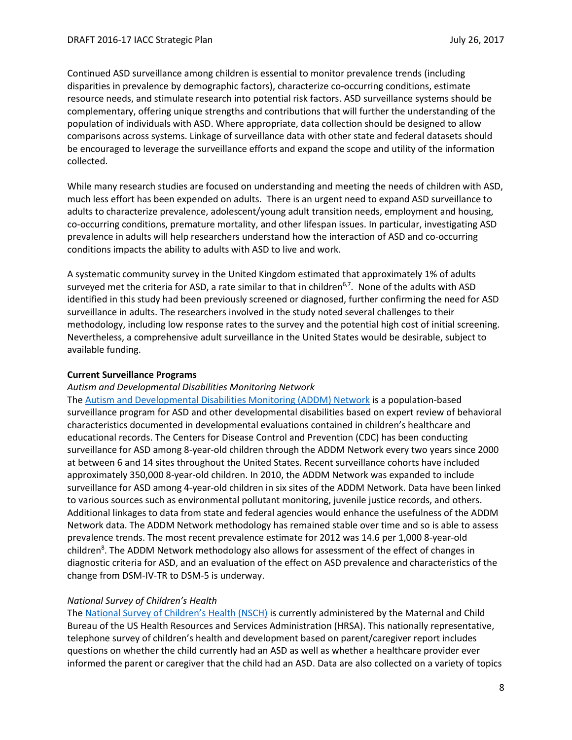Continued ASD surveillance among children is essential to monitor prevalence trends (including disparities in prevalence by demographic factors), characterize co-occurring conditions, estimate resource needs, and stimulate research into potential risk factors. ASD surveillance systems should be complementary, offering unique strengths and contributions that will further the understanding of the population of individuals with ASD. Where appropriate, data collection should be designed to allow comparisons across systems. Linkage of surveillance data with other state and federal datasets should be encouraged to leverage the surveillance efforts and expand the scope and utility of the information collected.

While many research studies are focused on understanding and meeting the needs of children with ASD, much less effort has been expended on adults. There is an urgent need to expand ASD surveillance to adults to characterize prevalence, adolescent/young adult transition needs, employment and housing, co-occurring conditions, premature mortality, and other lifespan issues. In particular, investigating ASD prevalence in adults will help researchers understand how the interaction of ASD and co-occurring conditions impacts the ability to adults with ASD to live and work.

A systematic community survey in the United Kingdom estimated that approximately 1% of adults surveyed met the criteria for ASD, a rate similar to that in children[6,7]. None of the adults with ASD identified in this study had been previously screened or diagnosed, further confirming the need for ASD surveillance in adults. The researchers involved in the study noted several challenges to their methodology, including low response rates to the survey and the potential high cost of initial screening. Nevertheless, a comprehensive adult surveillance in the United States would be desirable, subject to available funding.

**Current Surveillance Programs**

*Autism and Developmental Disabilities Monitoring Network*

The Autism and Developmental Disabilities Monitoring (ADDM) Network is a population-based surveillance program for ASD and other developmental disabilities based on expert review of behavioral characteristics documented in developmental evaluations contained in children's healthcare and educational records. The Centers for Disease Control and Prevention (CDC) has been conducting surveillance for ASD among 8-year-old children through the ADDM Network every two years since 2000 at between 6 and 14 sites throughout the United States. Recent surveillance cohorts have included approximately 350,000 8-year-old children. In 2010, the ADDM Network was expanded to include surveillance for ASD among 4-year-old children in six sites of the ADDM Network. Data have been linked to various sources such as environmental pollutant monitoring, juvenile justice records, and others. Additional linkages to data from state and federal agencies would enhance the usefulness of the ADDM Network data. The ADDM Network methodology has remained stable over time and so is able to assess prevalence trends. The most recent prevalence estimate for 2012 was 14.6 per 1,000 8-year-old children[8]. The ADDM Network methodology also allows for assessment of the effect of changes in diagnostic criteria for ASD, and an evaluation of the effect on ASD prevalence and characteristics of the change from DSM-IV-TR to DSM-5 is underway.

*National Survey of Children's Health*

The National Survey of Children's Health (NSCH) is currently administered by the Maternal and Child Bureau of the US Health Resources and Services Administration (HRSA). This nationally representative, telephone survey of children's health and development based on parent/caregiver report includes questions on whether the child currently had an ASD as well as whether a healthcare provider ever informed the parent or caregiver that the child had an ASD. Data are also collected on a variety of topics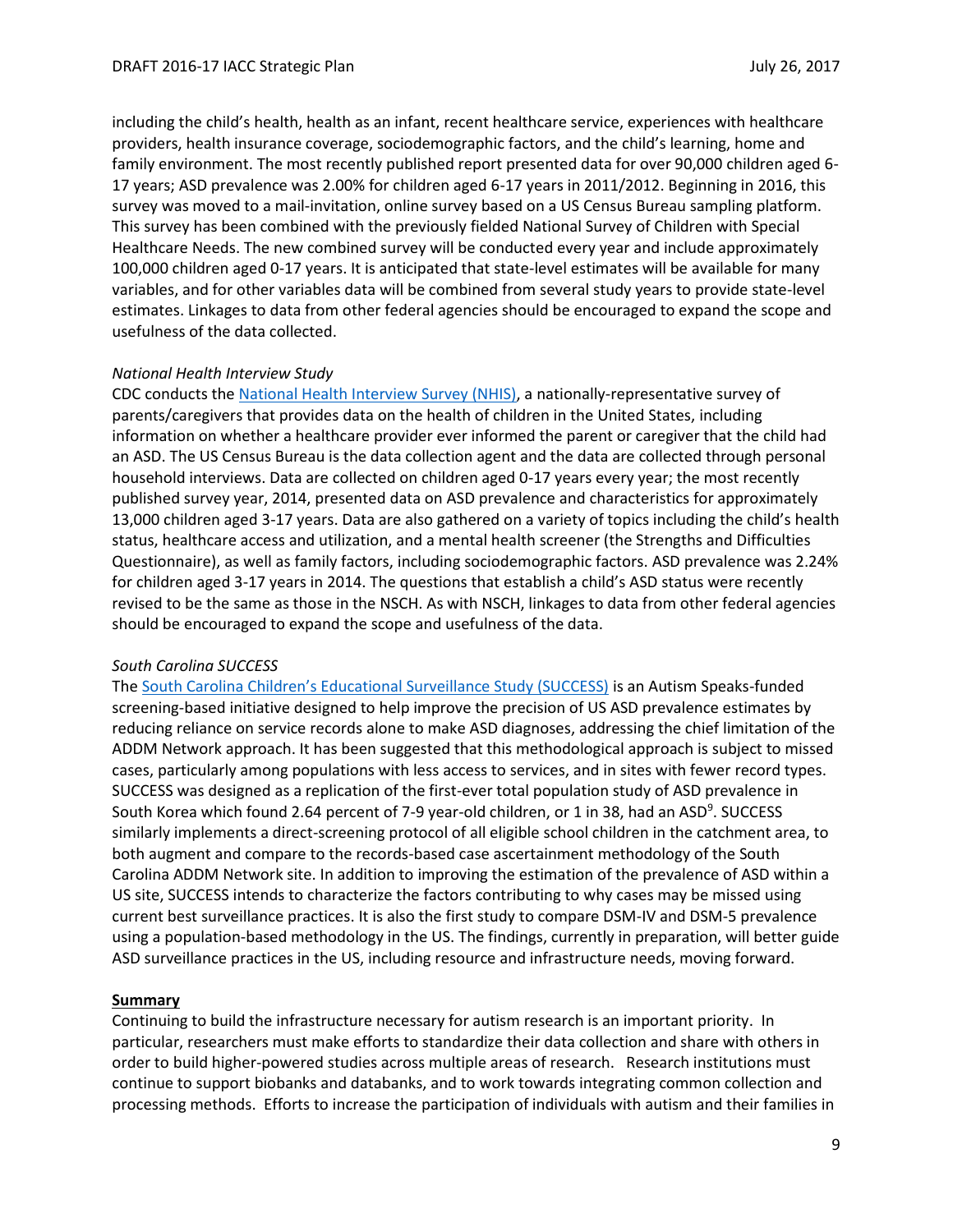including the child's health, health as an infant, recent healthcare service, experiences with healthcare providers, health insurance coverage, sociodemographic factors, and the child's learning, home and family environment. The most recently published report presented data for over 90,000 children aged 6-17 years; ASD prevalence was 2.00% for children aged 6-17 years in 2011/2012. Beginning in 2016, this survey was moved to a mail-invitation, online survey based on a US Census Bureau sampling platform. This survey has been combined with the previously fielded National Survey of Children with Special Healthcare Needs. The new combined survey will be conducted every year and include approximately 100,000 children aged 0-17 years. It is anticipated that state-level estimates will be available for many variables, and for other variables data will be combined from several study years to provide state-level estimates. Linkages to data from other federal agencies should be encouraged to expand the scope and usefulness of the data collected.

*National Health Interview Study*

CDC conducts the National Health Interview Survey (NHIS), a nationally-representative survey of parents/caregivers that provides data on the health of children in the United States, including information on whether a healthcare provider ever informed the parent or caregiver that the child had an ASD. The US Census Bureau is the data collection agent and the data are collected through personal household interviews. Data are collected on children aged 0-17 years every year; the most recently published survey year, 2014, presented data on ASD prevalence and characteristics for approximately 13,000 children aged 3-17 years. Data are also gathered on a variety of topics including the child's health status, healthcare access and utilization, and a mental health screener (the Strengths and Difficulties Questionnaire), as well as family factors, including sociodemographic factors. ASD prevalence was 2.24% for children aged 3-17 years in 2014. The questions that establish a child's ASD status were recently revised to be the same as those in the NSCH. As with NSCH, linkages to data from other federal agencies should be encouraged to expand the scope and usefulness of the data.

*South Carolina SUCCESS*

The South Carolina Children's Educational Surveillance Study (SUCCESS) is an Autism Speaks-funded screening-based initiative designed to help improve the precision of US ASD prevalence estimates by reducing reliance on service records alone to make ASD diagnoses, addressing the chief limitation of the ADDM Network approach. It has been suggested that this methodological approach is subject to missed cases, particularly among populations with less access to services, and in sites with fewer record types. SUCCESS was designed as a replication of the first-ever total population study of ASD prevalence in South Korea which found 2.64 percent of 7-9 year-old children, or 1 in 38, had an ASD[9]. SUCCESS similarly implements a direct-screening protocol of all eligible school children in the catchment area, to both augment and compare to the records-based case ascertainment methodology of the South Carolina ADDM Network site. In addition to improving the estimation of the prevalence of ASD within a US site, SUCCESS intends to characterize the factors contributing to why cases may be missed using current best surveillance practices. It is also the first study to compare DSM-IV and DSM-5 prevalence using a population-based methodology in the US. The findings, currently in preparation, will better guide ASD surveillance practices in the US, including resource and infrastructure needs, moving forward.

**Summary**

Continuing to build the infrastructure necessary for autism research is an important priority. In particular, researchers must make efforts to standardize their data collection and share with others in order to build higher-powered studies across multiple areas of research. Research institutions must continue to support biobanks and databanks, and to work towards integrating common collection and processing methods. Efforts to increase the participation of individuals with autism and their families in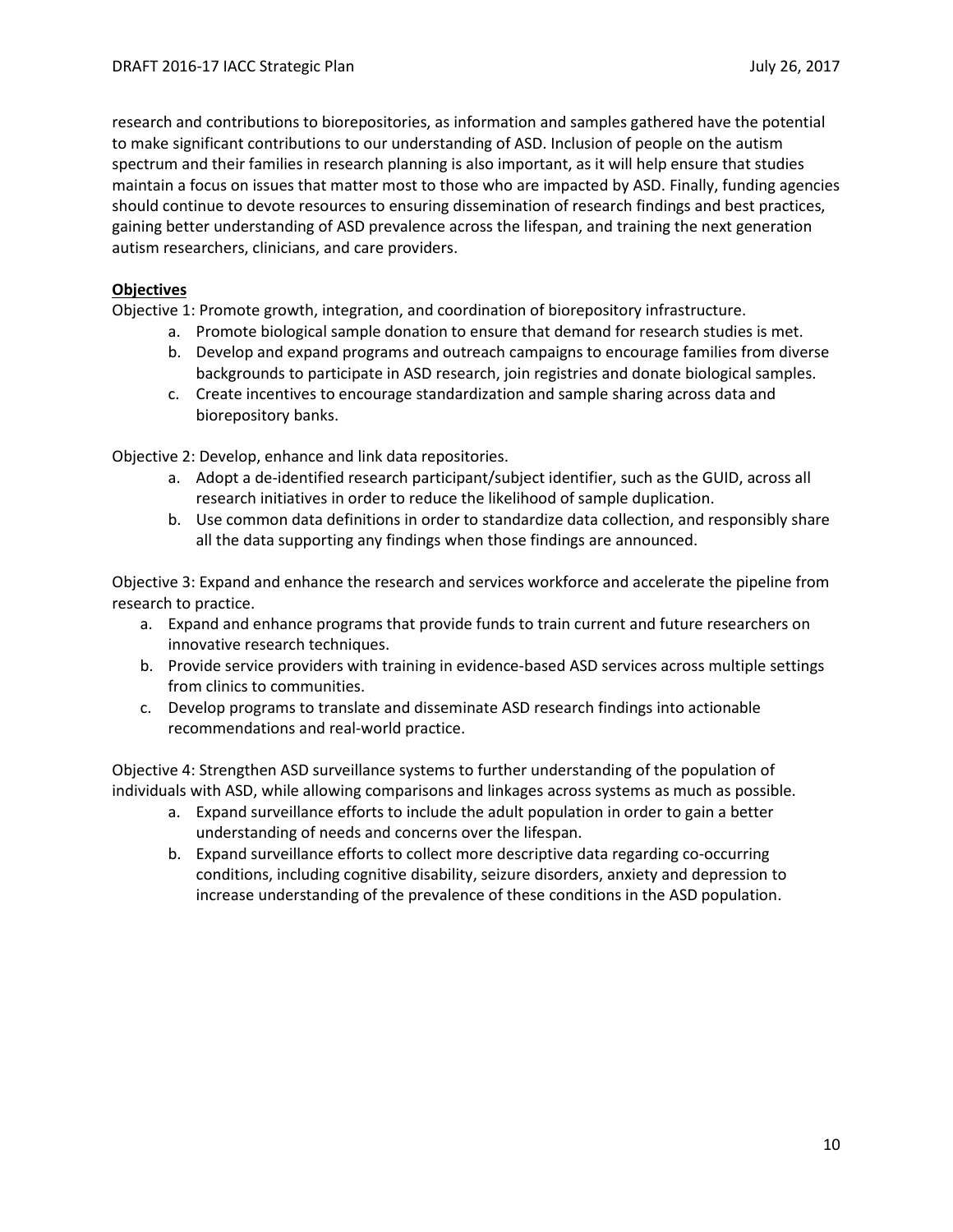research and contributions to biorepositories, as information and samples gathered have the potential to make significant contributions to our understanding of ASD. Inclusion of people on the autism spectrum and their families in research planning is also important, as it will help ensure that studies maintain a focus on issues that matter most to those who are impacted by ASD. Finally, funding agencies should continue to devote resources to ensuring dissemination of research findings and best practices, gaining better understanding of ASD prevalence across the lifespan, and training the next generation autism researchers, clinicians, and care providers.

**Objectives**

Objective 1: Promote growth, integration, and coordination of biorepository infrastructure.

a. Promote biological sample donation to ensure that demand for research studies is met.
b. Develop and expand programs and outreach campaigns to encourage families from diverse backgrounds to participate in ASD research, join registries and donate biological samples.
c. Create incentives to encourage standardization and sample sharing across data and biorepository banks.

Objective 2: Develop, enhance and link data repositories.

a. Adopt a de-identified research participant/subject identifier, such as the GUID, across all research initiatives in order to reduce the likelihood of sample duplication.
b. Use common data definitions in order to standardize data collection, and responsibly share all the data supporting any findings when those findings are announced.

Objective 3: Expand and enhance the research and services workforce and accelerate the pipeline from research to practice.

a. Expand and enhance programs that provide funds to train current and future researchers on innovative research techniques.
b. Provide service providers with training in evidence-based ASD services across multiple settings from clinics to communities.
c. Develop programs to translate and disseminate ASD research findings into actionable recommendations and real-world practice.

Objective 4: Strengthen ASD surveillance systems to further understanding of the population of individuals with ASD, while allowing comparisons and linkages across systems as much as possible.

a. Expand surveillance efforts to include the adult population in order to gain a better understanding of needs and concerns over the lifespan.
b. Expand surveillance efforts to collect more descriptive data regarding co-occurring conditions, including cognitive disability, seizure disorders, anxiety and depression to increase understanding of the prevalence of these conditions in the ASD population.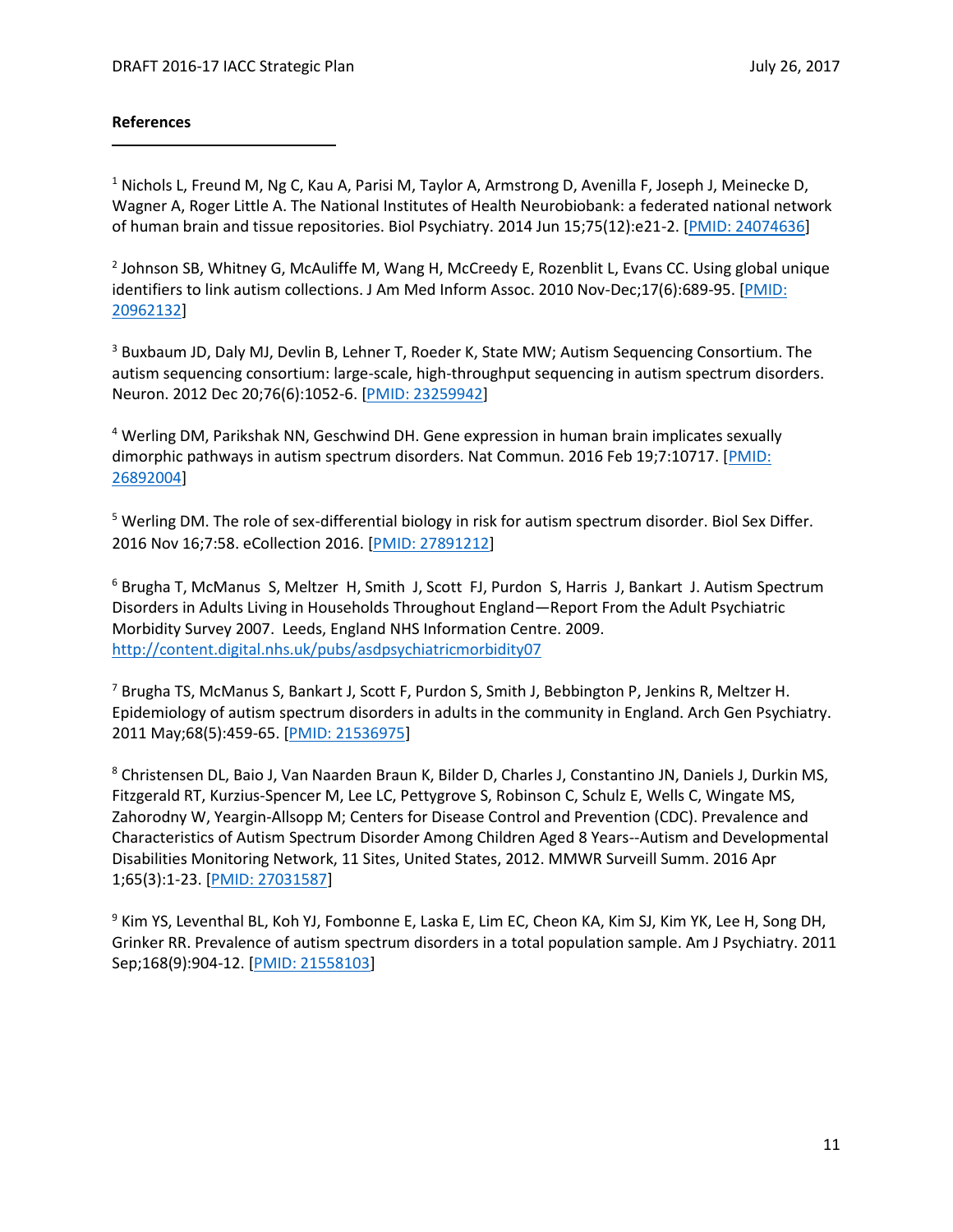**References**

[1] Nichols L, Freund M, Ng C, Kau A, Parisi M, Taylor A, Armstrong D, Avenilla F, Joseph J, Meinecke D, Wagner A, Roger Little A. The National Institutes of Health Neurobiobank: a federated national network of human brain and tissue repositories. Biol Psychiatry. 2014 Jun 15;75(12):e21-2. [PMID: 24074636]

[2] Johnson SB, Whitney G, McAuliffe M, Wang H, McCreedy E, Rozenblit L, Evans CC. Using global unique identifiers to link autism collections. J Am Med Inform Assoc. 2010 Nov-Dec;17(6):689-95. [PMID: 20962132]

[3] Buxbaum JD, Daly MJ, Devlin B, Lehner T, Roeder K, State MW; Autism Sequencing Consortium. The autism sequencing consortium: large-scale, high-throughput sequencing in autism spectrum disorders. Neuron. 2012 Dec 20;76(6):1052-6. [PMID: 23259942]

[4] Werling DM, Parikshak NN, Geschwind DH. Gene expression in human brain implicates sexually dimorphic pathways in autism spectrum disorders. Nat Commun. 2016 Feb 19;7:10717. [PMID: 26892004]

[5] Werling DM. The role of sex-differential biology in risk for autism spectrum disorder. Biol Sex Differ. 2016 Nov 16;7:58. eCollection 2016. [PMID: 27891212]

[6] Brugha T, McManus S, Meltzer H, Smith J, Scott FJ, Purdon S, Harris J, Bankart J. Autism Spectrum Disorders in Adults Living in Households Throughout England—Report From the Adult Psychiatric Morbidity Survey 2007. Leeds, England NHS Information Centre. 2009. http://content.digital.nhs.uk/pubs/asdpsychiatricmorbidity07

[7] Brugha TS, McManus S, Bankart J, Scott F, Purdon S, Smith J, Bebbington P, Jenkins R, Meltzer H. Epidemiology of autism spectrum disorders in adults in the community in England. Arch Gen Psychiatry. 2011 May;68(5):459-65. [PMID: 21536975]

[8] Christensen DL, Baio J, Van Naarden Braun K, Bilder D, Charles J, Constantino JN, Daniels J, Durkin MS, Fitzgerald RT, Kurzius-Spencer M, Lee LC, Pettygrove S, Robinson C, Schulz E, Wells C, Wingate MS, Zahorodny W, Yeargin-Allsopp M; Centers for Disease Control and Prevention (CDC). Prevalence and Characteristics of Autism Spectrum Disorder Among Children Aged 8 Years--Autism and Developmental Disabilities Monitoring Network, 11 Sites, United States, 2012. MMWR Surveill Summ. 2016 Apr 1;65(3):1-23. [PMID: 27031587]

[9] Kim YS, Leventhal BL, Koh YJ, Fombonne E, Laska E, Lim EC, Cheon KA, Kim SJ, Kim YK, Lee H, Song DH, Grinker RR. Prevalence of autism spectrum disorders in a total population sample. Am J Psychiatry. 2011 Sep;168(9):904-12. [PMID: 21558103]